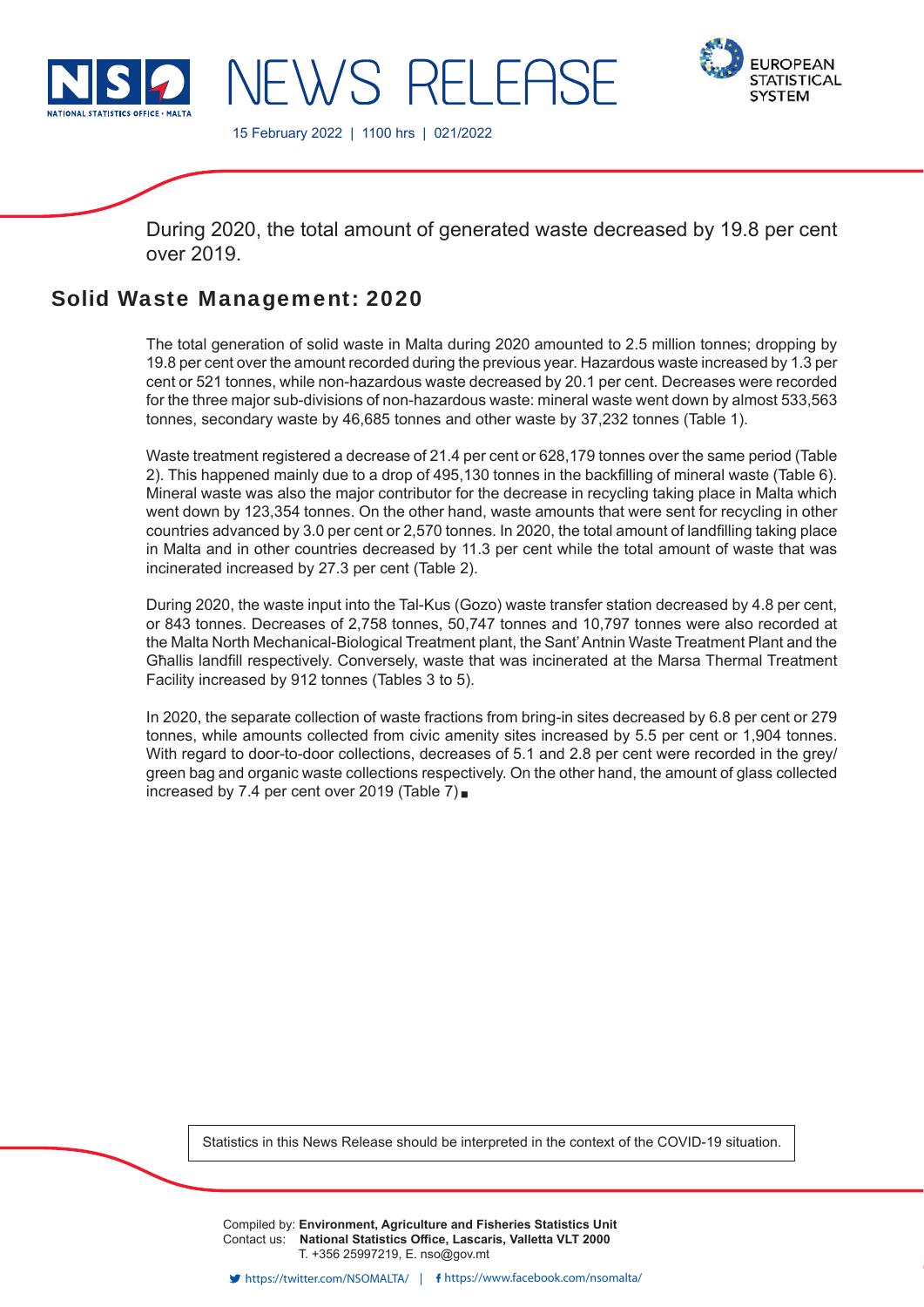# NEWS RELEASE

15 February 2022 | 1100 hrs | 021/2022

During 2020, the total amount of generated waste decreased by 19.8 per cent over 2019.

## Solid Waste Management: 2020

The total generation of solid waste in Malta during 2020 amounted to 2.5 million tonnes; dropping by 19.8 per cent over the amount recorded during the previous year. Hazardous waste increased by 1.3 per cent or 521 tonnes, while non-hazardous waste decreased by 20.1 per cent. Decreases were recorded for the three major sub-divisions of non-hazardous waste: mineral waste went down by almost 533,563 tonnes, secondary waste by 46,685 tonnes and other waste by 37,232 tonnes (Table 1).

Waste treatment registered a decrease of 21.4 per cent or 628,179 tonnes over the same period (Table 2). This happened mainly due to a drop of 495,130 tonnes in the backfilling of mineral waste (Table 6). Mineral waste was also the major contributor for the decrease in recycling taking place in Malta which went down by 123,354 tonnes. On the other hand, waste amounts that were sent for recycling in other countries advanced by 3.0 per cent or 2,570 tonnes. In 2020, the total amount of landfilling taking place in Malta and in other countries decreased by 11.3 per cent while the total amount of waste that was incinerated increased by 27.3 per cent (Table 2).

During 2020, the waste input into the Tal-Kus (Gozo) waste transfer station decreased by 4.8 per cent, or 843 tonnes. Decreases of 2,758 tonnes, 50,747 tonnes and 10,797 tonnes were also recorded at the Malta North Mechanical-Biological Treatment plant, the Sant' Antnin Waste Treatment Plant and the Għallis landfill respectively. Conversely, waste that was incinerated at the Marsa Thermal Treatment Facility increased by 912 tonnes (Tables 3 to 5).

In 2020, the separate collection of waste fractions from bring-in sites decreased by 6.8 per cent or 279 tonnes, while amounts collected from civic amenity sites increased by 5.5 per cent or 1,904 tonnes. With regard to door-to-door collections, decreases of 5.1 and 2.8 per cent were recorded in the grey/green bag and organic waste collections respectively. On the other hand, the amount of glass collected increased by 7.4 per cent over 2019 (Table 7)

Statistics in this News Release should be interpreted in the context of the COVID-19 situation.

Compiled by: **Environment, Agriculture and Fisheries Statistics Unit**
Contact us: **National Statistics Office, Lascaris, Valletta VLT 2000**
T. +356 25997219, E. nso@gov.mt

https://twitter.com/NSOMALTA/ | https://www.facebook.com/nsomalta/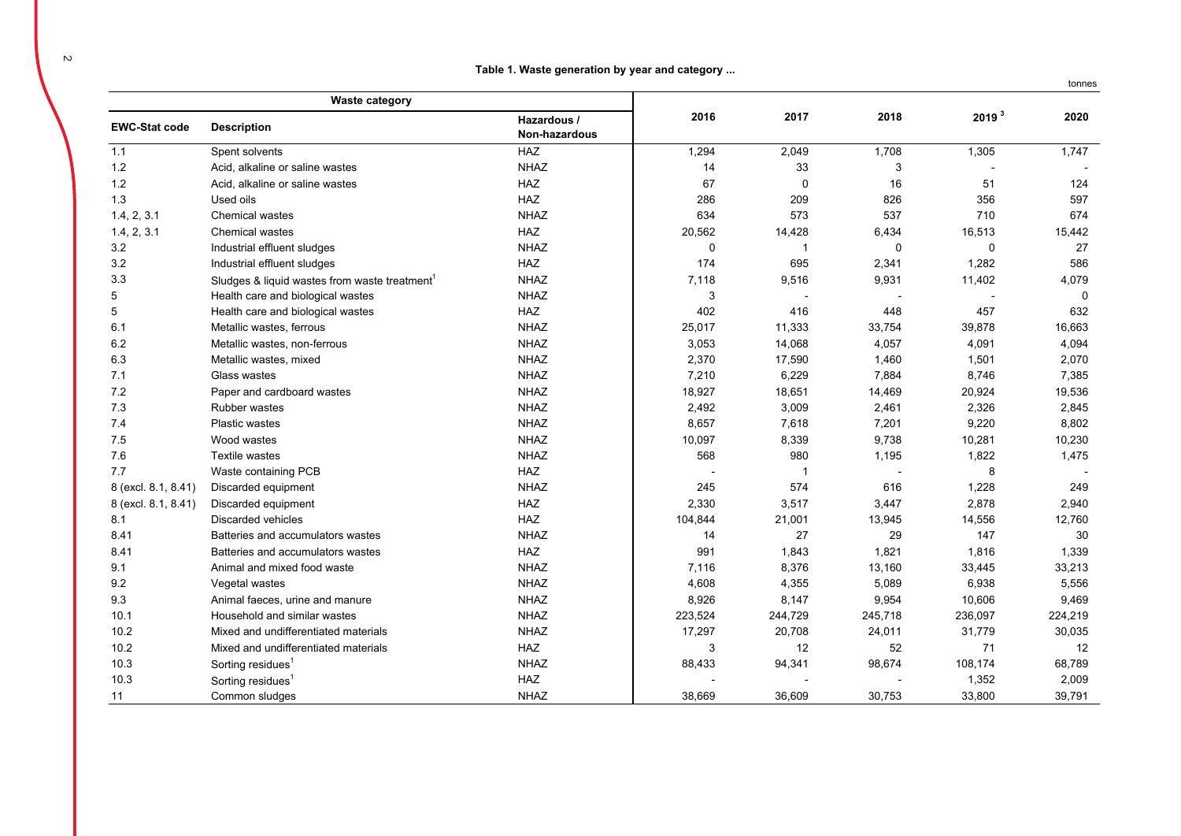**Table 1. Waste generation by year and category ...**

tonnes

| Waste category | | | 2016 | 2017 | 2018 | 2019 [3] | 2020 |
|---|---|---|---|---|---|---|---|
| **EWC-Stat code** | **Description** | **Hazardous / Non-hazardous** | | | | | |
| 1.1 | Spent solvents | HAZ | 1,294 | 2,049 | 1,708 | 1,305 | 1,747 |
| 1.2 | Acid, alkaline or saline wastes | NHAZ | 14 | 33 | 3 | - | - |
| 1.2 | Acid, alkaline or saline wastes | HAZ | 67 | 0 | 16 | 51 | 124 |
| 1.3 | Used oils | HAZ | 286 | 209 | 826 | 356 | 597 |
| 1.4, 2, 3.1 | Chemical wastes | NHAZ | 634 | 573 | 537 | 710 | 674 |
| 1.4, 2, 3.1 | Chemical wastes | HAZ | 20,562 | 14,428 | 6,434 | 16,513 | 15,442 |
| 3.2 | Industrial effluent sludges | NHAZ | 0 | 1 | 0 | 0 | 27 |
| 3.2 | Industrial effluent sludges | HAZ | 174 | 695 | 2,341 | 1,282 | 586 |
| 3.3 | Sludges & liquid wastes from waste treatment[1] | NHAZ | 7,118 | 9,516 | 9,931 | 11,402 | 4,079 |
| 5 | Health care and biological wastes | NHAZ | 3 | - | - | - | 0 |
| 5 | Health care and biological wastes | HAZ | 402 | 416 | 448 | 457 | 632 |
| 6.1 | Metallic wastes, ferrous | NHAZ | 25,017 | 11,333 | 33,754 | 39,878 | 16,663 |
| 6.2 | Metallic wastes, non-ferrous | NHAZ | 3,053 | 14,068 | 4,057 | 4,091 | 4,094 |
| 6.3 | Metallic wastes, mixed | NHAZ | 2,370 | 17,590 | 1,460 | 1,501 | 2,070 |
| 7.1 | Glass wastes | NHAZ | 7,210 | 6,229 | 7,884 | 8,746 | 7,385 |
| 7.2 | Paper and cardboard wastes | NHAZ | 18,927 | 18,651 | 14,469 | 20,924 | 19,536 |
| 7.3 | Rubber wastes | NHAZ | 2,492 | 3,009 | 2,461 | 2,326 | 2,845 |
| 7.4 | Plastic wastes | NHAZ | 8,657 | 7,618 | 7,201 | 9,220 | 8,802 |
| 7.5 | Wood wastes | NHAZ | 10,097 | 8,339 | 9,738 | 10,281 | 10,230 |
| 7.6 | Textile wastes | NHAZ | 568 | 980 | 1,195 | 1,822 | 1,475 |
| 7.7 | Waste containing PCB | HAZ | - | 1 | - | 8 | - |
| 8 (excl. 8.1, 8.41) | Discarded equipment | NHAZ | 245 | 574 | 616 | 1,228 | 249 |
| 8 (excl. 8.1, 8.41) | Discarded equipment | HAZ | 2,330 | 3,517 | 3,447 | 2,878 | 2,940 |
| 8.1 | Discarded vehicles | HAZ | 104,844 | 21,001 | 13,945 | 14,556 | 12,760 |
| 8.41 | Batteries and accumulators wastes | NHAZ | 14 | 27 | 29 | 147 | 30 |
| 8.41 | Batteries and accumulators wastes | HAZ | 991 | 1,843 | 1,821 | 1,816 | 1,339 |
| 9.1 | Animal and mixed food waste | NHAZ | 7,116 | 8,376 | 13,160 | 33,445 | 33,213 |
| 9.2 | Vegetal wastes | NHAZ | 4,608 | 4,355 | 5,089 | 6,938 | 5,556 |
| 9.3 | Animal faeces, urine and manure | NHAZ | 8,926 | 8,147 | 9,954 | 10,606 | 9,469 |
| 10.1 | Household and similar wastes | NHAZ | 223,524 | 244,729 | 245,718 | 236,097 | 224,219 |
| 10.2 | Mixed and undifferentiated materials | NHAZ | 17,297 | 20,708 | 24,011 | 31,779 | 30,035 |
| 10.2 | Mixed and undifferentiated materials | HAZ | 3 | 12 | 52 | 71 | 12 |
| 10.3 | Sorting residues[1] | NHAZ | 88,433 | 94,341 | 98,674 | 108,174 | 68,789 |
| 10.3 | Sorting residues[1] | HAZ | - | - | - | 1,352 | 2,009 |
| 11 | Common sludges | NHAZ | 38,669 | 36,609 | 30,753 | 33,800 | 39,791 |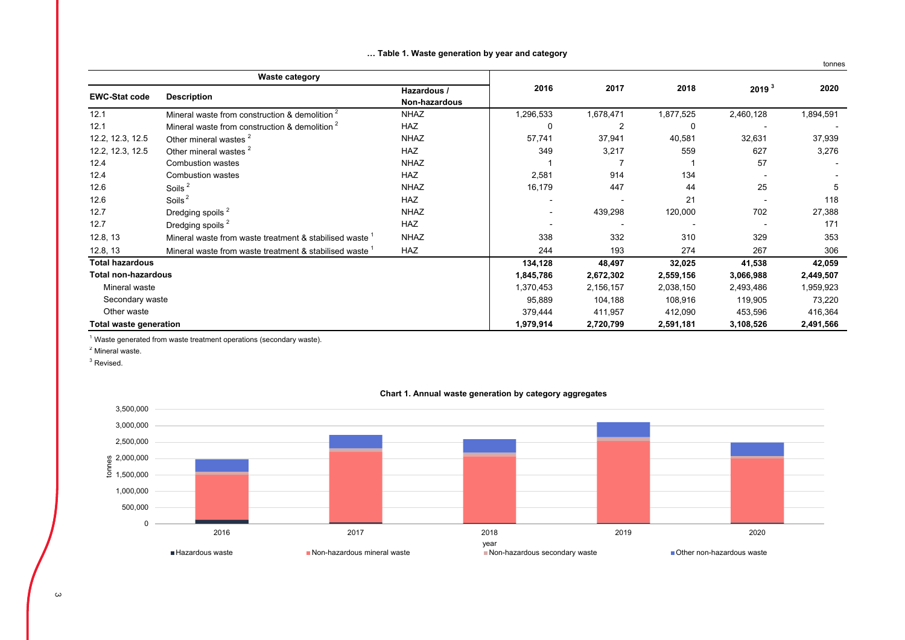**… Table 1. Waste generation by year and category**

tonnes

| Waste category | | | 2016 | 2017 | 2018 | 2019 [3] | 2020 |
|---|---|---|---|---|---|---|---|
| **EWC-Stat code** | **Description** | **Hazardous / Non-hazardous** | | | | | |
| 12.1 | Mineral waste from construction & demolition [2] | NHAZ | 1,296,533 | 1,678,471 | 1,877,525 | 2,460,128 | 1,894,591 |
| 12.1 | Mineral waste from construction & demolition [2] | HAZ | 0 | 2 | 0 | - | - |
| 12.2, 12.3, 12.5 | Other mineral wastes [2] | NHAZ | 57,741 | 37,941 | 40,581 | 32,631 | 37,939 |
| 12.2, 12.3, 12.5 | Other mineral wastes [2] | HAZ | 349 | 3,217 | 559 | 627 | 3,276 |
| 12.4 | Combustion wastes | NHAZ | 1 | 7 | 1 | 57 | - |
| 12.4 | Combustion wastes | HAZ | 2,581 | 914 | 134 | - | - |
| 12.6 | Soils [2] | NHAZ | 16,179 | 447 | 44 | 25 | 5 |
| 12.6 | Soils [2] | HAZ | - | - | 21 | - | 118 |
| 12.7 | Dredging spoils [2] | NHAZ | - | 439,298 | 120,000 | 702 | 27,388 |
| 12.7 | Dredging spoils [2] | HAZ | - | - | - | - | 171 |
| 12.8, 13 | Mineral waste from waste treatment & stabilised waste [1] | NHAZ | 338 | 332 | 310 | 329 | 353 |
| 12.8, 13 | Mineral waste from waste treatment & stabilised waste [1] | HAZ | 244 | 193 | 274 | 267 | 306 |
| **Total hazardous** | | | **134,128** | **48,497** | **32,025** | **41,538** | **42,059** |
| **Total non-hazardous** | | | **1,845,786** | **2,672,302** | **2,559,156** | **3,066,988** | **2,449,507** |
| Mineral waste | | | 1,370,453 | 2,156,157 | 2,038,150 | 2,493,486 | 1,959,923 |
| Secondary waste | | | 95,889 | 104,188 | 108,916 | 119,905 | 73,220 |
| Other waste | | | 379,444 | 411,957 | 412,090 | 453,596 | 416,364 |
| **Total waste generation** | | | **1,979,914** | **2,720,799** | **2,591,181** | **3,108,526** | **2,491,566** |

[1] Waste generated from waste treatment operations (secondary waste).

[2] Mineral waste.

[3] Revised.

**Chart 1. Annual waste generation by category aggregates**

| year | Hazardous waste | Non-hazardous mineral waste | Non-hazardous secondary waste | Other non-hazardous waste |
|---|---|---|---|---|
| 2016 | 134,128 | 1,370,453 | 95,889 | 379,444 |
| 2017 | 48,497 | 2,156,157 | 104,188 | 411,957 |
| 2018 | 32,025 | 2,038,150 | 108,916 | 412,090 |
| 2019 | 41,538 | 2,493,486 | 119,905 | 453,596 |
| 2020 | 42,059 | 1,959,923 | 73,220 | 416,364 |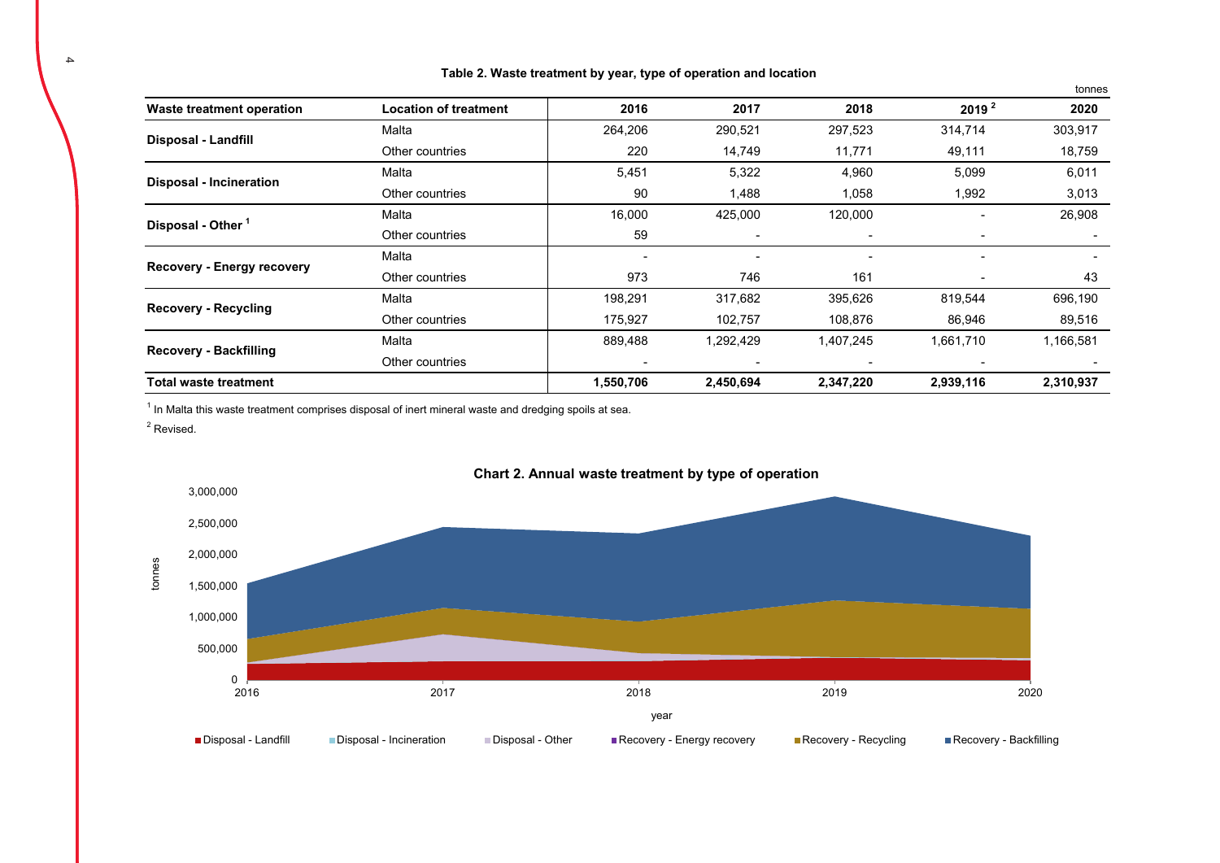**Table 2. Waste treatment by year, type of operation and location**

tonnes

| Waste treatment operation | Location of treatment | 2016 | 2017 | 2018 | 2019 [2] | 2020 |
|---|---|---|---|---|---|---|
| **Disposal - Landfill** | Malta | 264,206 | 290,521 | 297,523 | 314,714 | 303,917 |
| | Other countries | 220 | 14,749 | 11,771 | 49,111 | 18,759 |
| **Disposal - Incineration** | Malta | 5,451 | 5,322 | 4,960 | 5,099 | 6,011 |
| | Other countries | 90 | 1,488 | 1,058 | 1,992 | 3,013 |
| **Disposal - Other [1]** | Malta | 16,000 | 425,000 | 120,000 | - | 26,908 |
| | Other countries | 59 | - | - | - | - |
| **Recovery - Energy recovery** | Malta | - | - | - | - | - |
| | Other countries | 973 | 746 | 161 | - | 43 |
| **Recovery - Recycling** | Malta | 198,291 | 317,682 | 395,626 | 819,544 | 696,190 |
| | Other countries | 175,927 | 102,757 | 108,876 | 86,946 | 89,516 |
| **Recovery - Backfilling** | Malta | 889,488 | 1,292,429 | 1,407,245 | 1,661,710 | 1,166,581 |
| | Other countries | - | - | - | - | - |
| **Total waste treatment** | | **1,550,706** | **2,450,694** | **2,347,220** | **2,939,116** | **2,310,937** |

[1] In Malta this waste treatment comprises disposal of inert mineral waste and dredging spoils at sea.

[2] Revised.

**Chart 2. Annual waste treatment by type of operation**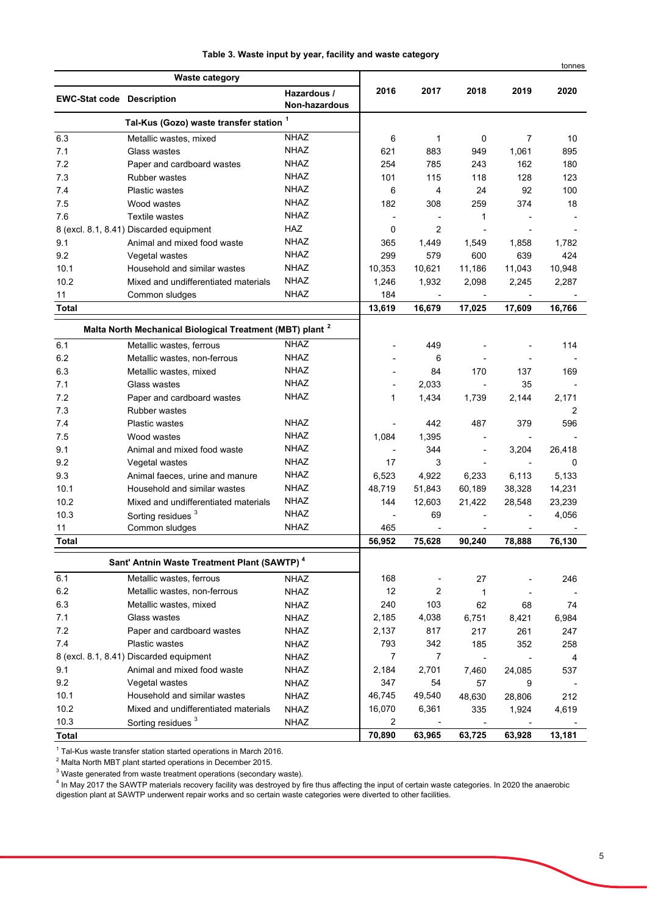**Table 3. Waste input by year, facility and waste category**

tonnes

| EWC-Stat code | Description | Hazardous / Non-hazardous | 2016 | 2017 | 2018 | 2019 | 2020 |
|---|---|---|---|---|---|---|---|
| **Tal-Kus (Gozo) waste transfer station [1]** | | | | | | | |
| 6.3 | Metallic wastes, mixed | NHAZ | 6 | 1 | 0 | 7 | 10 |
| 7.1 | Glass wastes | NHAZ | 621 | 883 | 949 | 1,061 | 895 |
| 7.2 | Paper and cardboard wastes | NHAZ | 254 | 785 | 243 | 162 | 180 |
| 7.3 | Rubber wastes | NHAZ | 101 | 115 | 118 | 128 | 123 |
| 7.4 | Plastic wastes | NHAZ | 6 | 4 | 24 | 92 | 100 |
| 7.5 | Wood wastes | NHAZ | 182 | 308 | 259 | 374 | 18 |
| 7.6 | Textile wastes | NHAZ | - | - | 1 | - | - |
| 8 (excl. 8.1, 8.41) | Discarded equipment | HAZ | 0 | 2 | - | - | - |
| 9.1 | Animal and mixed food waste | NHAZ | 365 | 1,449 | 1,549 | 1,858 | 1,782 |
| 9.2 | Vegetal wastes | NHAZ | 299 | 579 | 600 | 639 | 424 |
| 10.1 | Household and similar wastes | NHAZ | 10,353 | 10,621 | 11,186 | 11,043 | 10,948 |
| 10.2 | Mixed and undifferentiated materials | NHAZ | 1,246 | 1,932 | 2,098 | 2,245 | 2,287 |
| 11 | Common sludges | NHAZ | 184 | - | - | - | - |
| **Total** | | | **13,619** | **16,679** | **17,025** | **17,609** | **16,766** |
| **Malta North Mechanical Biological Treatment (MBT) plant [2]** | | | | | | | |
| 6.1 | Metallic wastes, ferrous | NHAZ | - | 449 | - | - | 114 |
| 6.2 | Metallic wastes, non-ferrous | NHAZ | - | 6 | - | - | - |
| 6.3 | Metallic wastes, mixed | NHAZ | - | 84 | 170 | 137 | 169 |
| 7.1 | Glass wastes | NHAZ | - | 2,033 | - | 35 | - |
| 7.2 | Paper and cardboard wastes | NHAZ | 1 | 1,434 | 1,739 | 2,144 | 2,171 |
| 7.3 | Rubber wastes | | | | | | 2 |
| 7.4 | Plastic wastes | NHAZ | - | 442 | 487 | 379 | 596 |
| 7.5 | Wood wastes | NHAZ | 1,084 | 1,395 | - | - | - |
| 9.1 | Animal and mixed food waste | NHAZ | - | 344 | - | 3,204 | 26,418 |
| 9.2 | Vegetal wastes | NHAZ | 17 | 3 | - | - | 0 |
| 9.3 | Animal faeces, urine and manure | NHAZ | 6,523 | 4,922 | 6,233 | 6,113 | 5,133 |
| 10.1 | Household and similar wastes | NHAZ | 48,719 | 51,843 | 60,189 | 38,328 | 14,231 |
| 10.2 | Mixed and undifferentiated materials | NHAZ | 144 | 12,603 | 21,422 | 28,548 | 23,239 |
| 10.3 | Sorting residues [3] | NHAZ | - | 69 | - | - | 4,056 |
| 11 | Common sludges | NHAZ | 465 | - | - | - | - |
| **Total** | | | **56,952** | **75,628** | **90,240** | **78,888** | **76,130** |
| **Sant' Antnin Waste Treatment Plant (SAWTP) [4]** | | | | | | | |
| 6.1 | Metallic wastes, ferrous | NHAZ | 168 | - | 27 | - | 246 |
| 6.2 | Metallic wastes, non-ferrous | NHAZ | 12 | 2 | 1 | - | - |
| 6.3 | Metallic wastes, mixed | NHAZ | 240 | 103 | 62 | 68 | 74 |
| 7.1 | Glass wastes | NHAZ | 2,185 | 4,038 | 6,751 | 8,421 | 6,984 |
| 7.2 | Paper and cardboard wastes | NHAZ | 2,137 | 817 | 217 | 261 | 247 |
| 7.4 | Plastic wastes | NHAZ | 793 | 342 | 185 | 352 | 258 |
| 8 (excl. 8.1, 8.41) | Discarded equipment | NHAZ | 7 | 7 | - | - | 4 |
| 9.1 | Animal and mixed food waste | NHAZ | 2,184 | 2,701 | 7,460 | 24,085 | 537 |
| 9.2 | Vegetal wastes | NHAZ | 347 | 54 | 57 | 9 | - |
| 10.1 | Household and similar wastes | NHAZ | 46,745 | 49,540 | 48,630 | 28,806 | 212 |
| 10.2 | Mixed and undifferentiated materials | NHAZ | 16,070 | 6,361 | 335 | 1,924 | 4,619 |
| 10.3 | Sorting residues [3] | NHAZ | 2 | - | - | - | - |
| **Total** | | | **70,890** | **63,965** | **63,725** | **63,928** | **13,181** |

[1] Tal-Kus waste transfer station started operations in March 2016.
[2] Malta North MBT plant started operations in December 2015.
[3] Waste generated from waste treatment operations (secondary waste).
[4] In May 2017 the SAWTP materials recovery facility was destroyed by fire thus affecting the input of certain waste categories. In 2020 the anaerobic digestion plant at SAWTP underwent repair works and so certain waste categories were diverted to other facilities.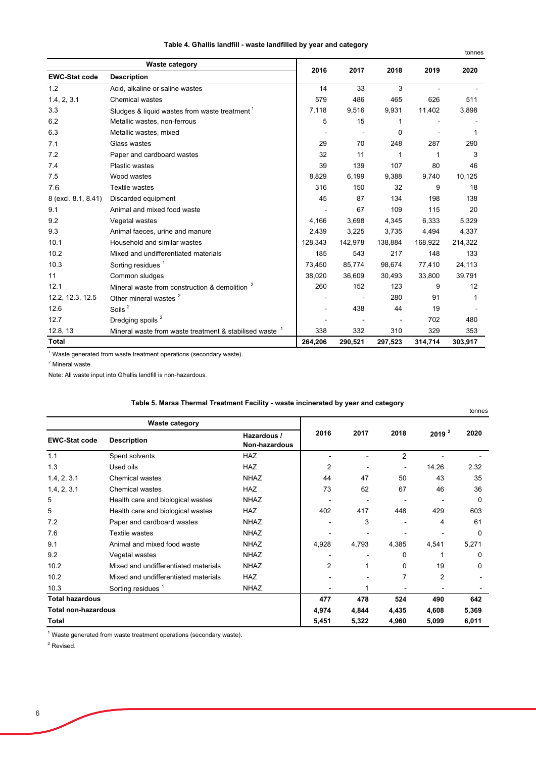**Table 4. Għallis landfill - waste landfilled by year and category**

tonnes

| Waste category | | 2016 | 2017 | 2018 | 2019 | 2020 |
|---|---|---|---|---|---|---|
| **EWC-Stat code** | **Description** | | | | | |
| 1.2 | Acid, alkaline or saline wastes | 14 | 33 | 3 | - | - |
| 1.4, 2, 3.1 | Chemical wastes | 579 | 486 | 465 | 626 | 511 |
| 3.3 | Sludges & liquid wastes from waste treatment [1] | 7,118 | 9,516 | 9,931 | 11,402 | 3,898 |
| 6.2 | Metallic wastes, non-ferrous | 5 | 15 | 1 | - | - |
| 6.3 | Metallic wastes, mixed | - | - | 0 | - | 1 |
| 7.1 | Glass wastes | 29 | 70 | 248 | 287 | 290 |
| 7.2 | Paper and cardboard wastes | 32 | 11 | 1 | 1 | 3 |
| 7.4 | Plastic wastes | 39 | 139 | 107 | 80 | 46 |
| 7.5 | Wood wastes | 8,829 | 6,199 | 9,388 | 9,740 | 10,125 |
| 7.6 | Textile wastes | 316 | 150 | 32 | 9 | 18 |
| 8 (excl. 8.1, 8.41) | Discarded equipment | 45 | 87 | 134 | 198 | 138 |
| 9.1 | Animal and mixed food waste | - | 67 | 109 | 115 | 20 |
| 9.2 | Vegetal wastes | 4,166 | 3,698 | 4,345 | 6,333 | 5,329 |
| 9.3 | Animal faeces, urine and manure | 2,439 | 3,225 | 3,735 | 4,494 | 4,337 |
| 10.1 | Household and similar wastes | 128,343 | 142,978 | 138,884 | 168,922 | 214,322 |
| 10.2 | Mixed and undifferentiated materials | 185 | 543 | 217 | 148 | 133 |
| 10.3 | Sorting residues [1] | 73,450 | 85,774 | 98,674 | 77,410 | 24,113 |
| 11 | Common sludges | 38,020 | 36,609 | 30,493 | 33,800 | 39,791 |
| 12.1 | Mineral waste from construction & demolition [2] | 260 | 152 | 123 | 9 | 12 |
| 12.2, 12.3, 12.5 | Other mineral wastes [2] | - | - | 280 | 91 | 1 |
| 12.6 | Soils [2] | - | 438 | 44 | 19 | - |
| 12.7 | Dredging spoils [2] | - | - | - | 702 | 480 |
| 12.8, 13 | Mineral waste from waste treatment & stabilised waste [1] | 338 | 332 | 310 | 329 | 353 |
| **Total** | | **264,206** | **290,521** | **297,523** | **314,714** | **303,917** |

[1] Waste generated from waste treatment operations (secondary waste).

[2] Mineral waste.

Note: All waste input into Għallis landfill is non-hazardous.

**Table 5. Marsa Thermal Treatment Facility - waste incinerated by year and category**

tonnes

| Waste category | | | 2016 | 2017 | 2018 | 2019 [2] | 2020 |
|---|---|---|---|---|---|---|---|
| **EWC-Stat code** | **Description** | **Hazardous / Non-hazardous** | | | | | |
| 1.1 | Spent solvents | HAZ | - | - | 2 | - | - |
| 1.3 | Used oils | HAZ | 2 | - | - | 14.26 | 2.32 |
| 1.4, 2, 3.1 | Chemical wastes | NHAZ | 44 | 47 | 50 | 43 | 35 |
| 1.4, 2, 3.1 | Chemical wastes | HAZ | 73 | 62 | 67 | 46 | 36 |
| 5 | Health care and biological wastes | NHAZ | - | - | - | - | 0 |
| 5 | Health care and biological wastes | HAZ | 402 | 417 | 448 | 429 | 603 |
| 7.2 | Paper and cardboard wastes | NHAZ | - | 3 | - | 4 | 61 |
| 7.6 | Textile wastes | NHAZ | - | - | - | - | 0 |
| 9.1 | Animal and mixed food waste | NHAZ | 4,928 | 4,793 | 4,385 | 4,541 | 5,271 |
| 9.2 | Vegetal wastes | NHAZ | - | - | 0 | 1 | 0 |
| 10.2 | Mixed and undifferentiated materials | NHAZ | 2 | 1 | 0 | 19 | 0 |
| 10.2 | Mixed and undifferentiated materials | HAZ | - | - | 7 | 2 | - |
| 10.3 | Sorting residues [1] | NHAZ | - | 1 | - | - | - |
| **Total hazardous** | | | **477** | **478** | **524** | **490** | **642** |
| **Total non-hazardous** | | | **4,974** | **4,844** | **4,435** | **4,608** | **5,369** |
| **Total** | | | **5,451** | **5,322** | **4,960** | **5,099** | **6,011** |

[1] Waste generated from waste treatment operations (secondary waste).

[2] Revised.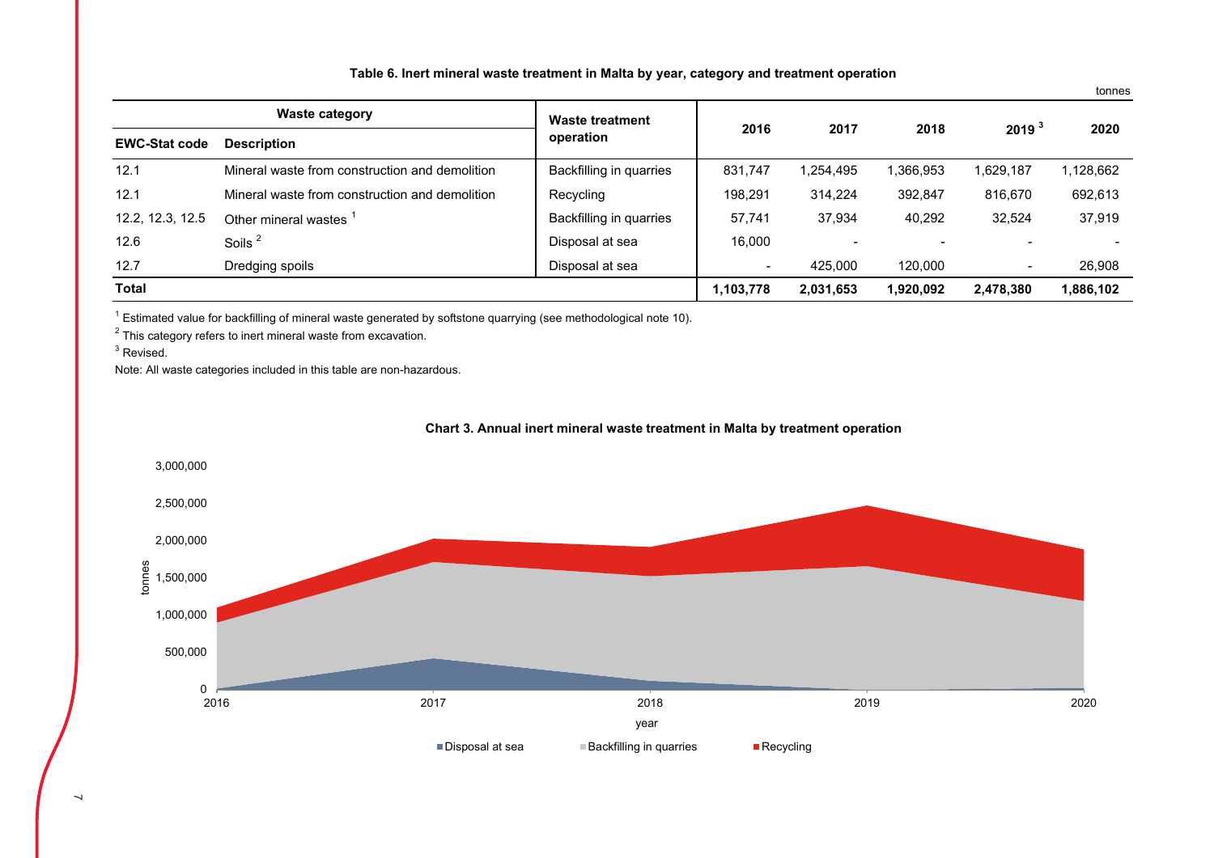**Table 6. Inert mineral waste treatment in Malta by year, category and treatment operation**

tonnes

| Waste category | | Waste treatment operation | 2016 | 2017 | 2018 | 2019 [3] | 2020 |
|---|---|---|---|---|---|---|---|
| **EWC-Stat code** | **Description** | | | | | | |
| 12.1 | Mineral waste from construction and demolition | Backfilling in quarries | 831,747 | 1,254,495 | 1,366,953 | 1,629,187 | 1,128,662 |
| 12.1 | Mineral waste from construction and demolition | Recycling | 198,291 | 314,224 | 392,847 | 816,670 | 692,613 |
| 12.2, 12.3, 12.5 | Other mineral wastes [1] | Backfilling in quarries | 57,741 | 37,934 | 40,292 | 32,524 | 37,919 |
| 12.6 | Soils [2] | Disposal at sea | 16,000 | - | - | - | - |
| 12.7 | Dredging spoils | Disposal at sea | - | 425,000 | 120,000 | - | 26,908 |
| **Total** | | | **1,103,778** | **2,031,653** | **1,920,092** | **2,478,380** | **1,886,102** |

[1] Estimated value for backfilling of mineral waste generated by softstone quarrying (see methodological note 10).

[2] This category refers to inert mineral waste from excavation.

[3] Revised.

Note: All waste categories included in this table are non-hazardous.

**Chart 3. Annual inert mineral waste treatment in Malta by treatment operation**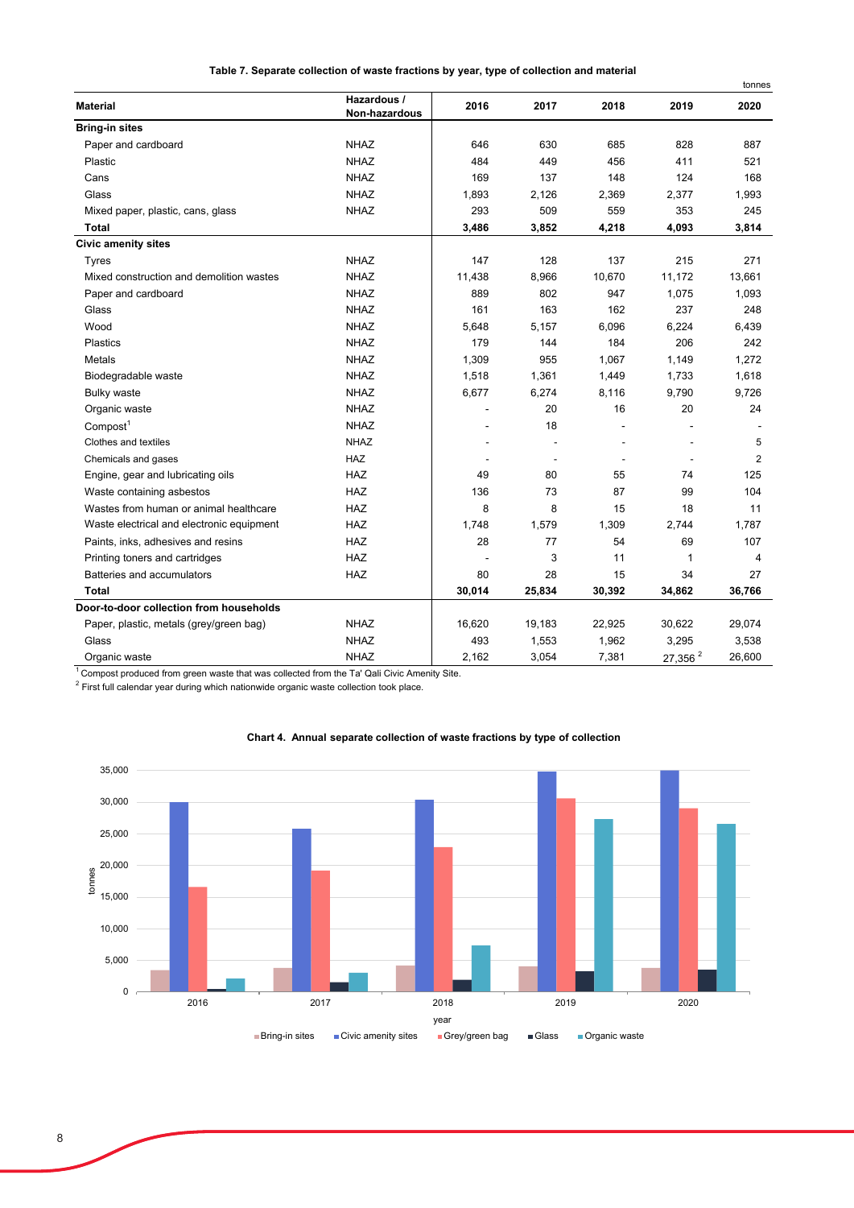**Table 7. Separate collection of waste fractions by year, type of collection and material**

tonnes

| Material | Hazardous / Non-hazardous | 2016 | 2017 | 2018 | 2019 | 2020 |
|---|---|---|---|---|---|---|
| **Bring-in sites** | | | | | | |
| Paper and cardboard | NHAZ | 646 | 630 | 685 | 828 | 887 |
| Plastic | NHAZ | 484 | 449 | 456 | 411 | 521 |
| Cans | NHAZ | 169 | 137 | 148 | 124 | 168 |
| Glass | NHAZ | 1,893 | 2,126 | 2,369 | 2,377 | 1,993 |
| Mixed paper, plastic, cans, glass | NHAZ | 293 | 509 | 559 | 353 | 245 |
| **Total** | | **3,486** | **3,852** | **4,218** | **4,093** | **3,814** |
| **Civic amenity sites** | | | | | | |
| Tyres | NHAZ | 147 | 128 | 137 | 215 | 271 |
| Mixed construction and demolition wastes | NHAZ | 11,438 | 8,966 | 10,670 | 11,172 | 13,661 |
| Paper and cardboard | NHAZ | 889 | 802 | 947 | 1,075 | 1,093 |
| Glass | NHAZ | 161 | 163 | 162 | 237 | 248 |
| Wood | NHAZ | 5,648 | 5,157 | 6,096 | 6,224 | 6,439 |
| Plastics | NHAZ | 179 | 144 | 184 | 206 | 242 |
| Metals | NHAZ | 1,309 | 955 | 1,067 | 1,149 | 1,272 |
| Biodegradable waste | NHAZ | 1,518 | 1,361 | 1,449 | 1,733 | 1,618 |
| Bulky waste | NHAZ | 6,677 | 6,274 | 8,116 | 9,790 | 9,726 |
| Organic waste | NHAZ | - | 20 | 16 | 20 | 24 |
| Compost[1] | NHAZ | - | 18 | - | - | - |
| Clothes and textiles | NHAZ | - | - | - | - | 5 |
| Chemicals and gases | HAZ | - | - | - | - | 2 |
| Engine, gear and lubricating oils | HAZ | 49 | 80 | 55 | 74 | 125 |
| Waste containing asbestos | HAZ | 136 | 73 | 87 | 99 | 104 |
| Wastes from human or animal healthcare | HAZ | 8 | 8 | 15 | 18 | 11 |
| Waste electrical and electronic equipment | HAZ | 1,748 | 1,579 | 1,309 | 2,744 | 1,787 |
| Paints, inks, adhesives and resins | HAZ | 28 | 77 | 54 | 69 | 107 |
| Printing toners and cartridges | HAZ | - | 3 | 11 | 1 | 4 |
| Batteries and accumulators | HAZ | 80 | 28 | 15 | 34 | 27 |
| **Total** | | **30,014** | **25,834** | **30,392** | **34,862** | **36,766** |
| **Door-to-door collection from households** | | | | | | |
| Paper, plastic, metals (grey/green bag) | NHAZ | 16,620 | 19,183 | 22,925 | 30,622 | 29,074 |
| Glass | NHAZ | 493 | 1,553 | 1,962 | 3,295 | 3,538 |
| Organic waste | NHAZ | 2,162 | 3,054 | 7,381 | 27,356 [2] | 26,600 |

[1] Compost produced from green waste that was collected from the Ta' Qali Civic Amenity Site.
[2] First full calendar year during which nationwide organic waste collection took place.

**Chart 4. Annual separate collection of waste fractions by type of collection**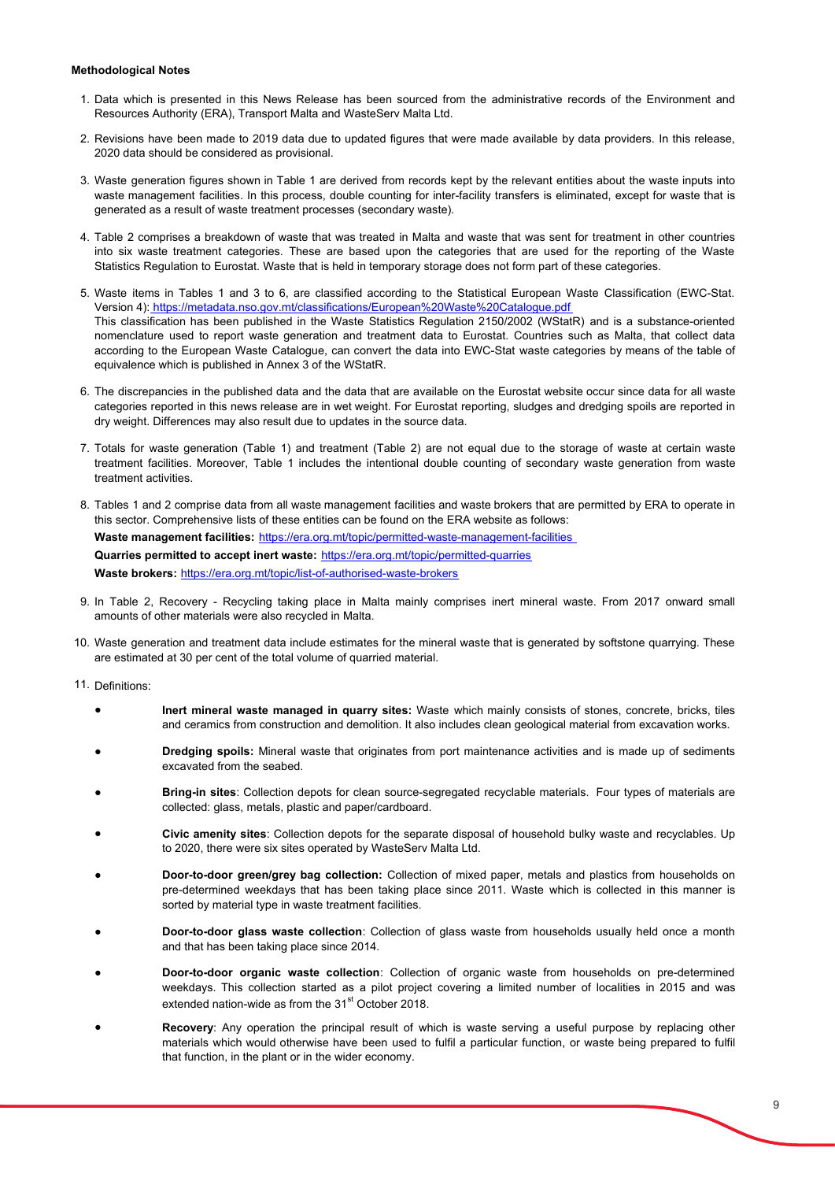**Methodological Notes**

1. Data which is presented in this News Release has been sourced from the administrative records of the Environment and Resources Authority (ERA), Transport Malta and WasteServ Malta Ltd.

2. Revisions have been made to 2019 data due to updated figures that were made available by data providers. In this release, 2020 data should be considered as provisional.

3. Waste generation figures shown in Table 1 are derived from records kept by the relevant entities about the waste inputs into waste management facilities. In this process, double counting for inter-facility transfers is eliminated, except for waste that is generated as a result of waste treatment processes (secondary waste).

4. Table 2 comprises a breakdown of waste that was treated in Malta and waste that was sent for treatment in other countries into six waste treatment categories. These are based upon the categories that are used for the reporting of the Waste Statistics Regulation to Eurostat. Waste that is held in temporary storage does not form part of these categories.

5. Waste items in Tables 1 and 3 to 6, are classified according to the Statistical European Waste Classification (EWC-Stat. Version 4): https://metadata.nso.gov.mt/classifications/European%20Waste%20Catalogue.pdf
   This classification has been published in the Waste Statistics Regulation 2150/2002 (WStatR) and is a substance-oriented nomenclature used to report waste generation and treatment data to Eurostat. Countries such as Malta, that collect data according to the European Waste Catalogue, can convert the data into EWC-Stat waste categories by means of the table of equivalence which is published in Annex 3 of the WStatR.

6. The discrepancies in the published data and the data that are available on the Eurostat website occur since data for all waste categories reported in this news release are in wet weight. For Eurostat reporting, sludges and dredging spoils are reported in dry weight. Differences may also result due to updates in the source data.

7. Totals for waste generation (Table 1) and treatment (Table 2) are not equal due to the storage of waste at certain waste treatment facilities. Moreover, Table 1 includes the intentional double counting of secondary waste generation from waste treatment activities.

8. Tables 1 and 2 comprise data from all waste management facilities and waste brokers that are permitted by ERA to operate in this sector. Comprehensive lists of these entities can be found on the ERA website as follows:
   **Waste management facilities:** https://era.org.mt/topic/permitted-waste-management-facilities
   **Quarries permitted to accept inert waste:** https://era.org.mt/topic/permitted-quarries
   **Waste brokers:** https://era.org.mt/topic/list-of-authorised-waste-brokers

9. In Table 2, Recovery - Recycling taking place in Malta mainly comprises inert mineral waste. From 2017 onward small amounts of other materials were also recycled in Malta.

10. Waste generation and treatment data include estimates for the mineral waste that is generated by softstone quarrying. These are estimated at 30 per cent of the total volume of quarried material.

11. Definitions:

    - **Inert mineral waste managed in quarry sites:** Waste which mainly consists of stones, concrete, bricks, tiles and ceramics from construction and demolition. It also includes clean geological material from excavation works.
    - **Dredging spoils:** Mineral waste that originates from port maintenance activities and is made up of sediments excavated from the seabed.
    - **Bring-in sites**: Collection depots for clean source-segregated recyclable materials. Four types of materials are collected: glass, metals, plastic and paper/cardboard.
    - **Civic amenity sites**: Collection depots for the separate disposal of household bulky waste and recyclables. Up to 2020, there were six sites operated by WasteServ Malta Ltd.
    - **Door-to-door green/grey bag collection:** Collection of mixed paper, metals and plastics from households on pre-determined weekdays that has been taking place since 2011. Waste which is collected in this manner is sorted by material type in waste treatment facilities.
    - **Door-to-door glass waste collection**: Collection of glass waste from households usually held once a month and that has been taking place since 2014.
    - **Door-to-door organic waste collection**: Collection of organic waste from households on pre-determined weekdays. This collection started as a pilot project covering a limited number of localities in 2015 and was extended nation-wide as from the 31st October 2018.
    - **Recovery**: Any operation the principal result of which is waste serving a useful purpose by replacing other materials which would otherwise have been used to fulfil a particular function, or waste being prepared to fulfil that function, in the plant or in the wider economy.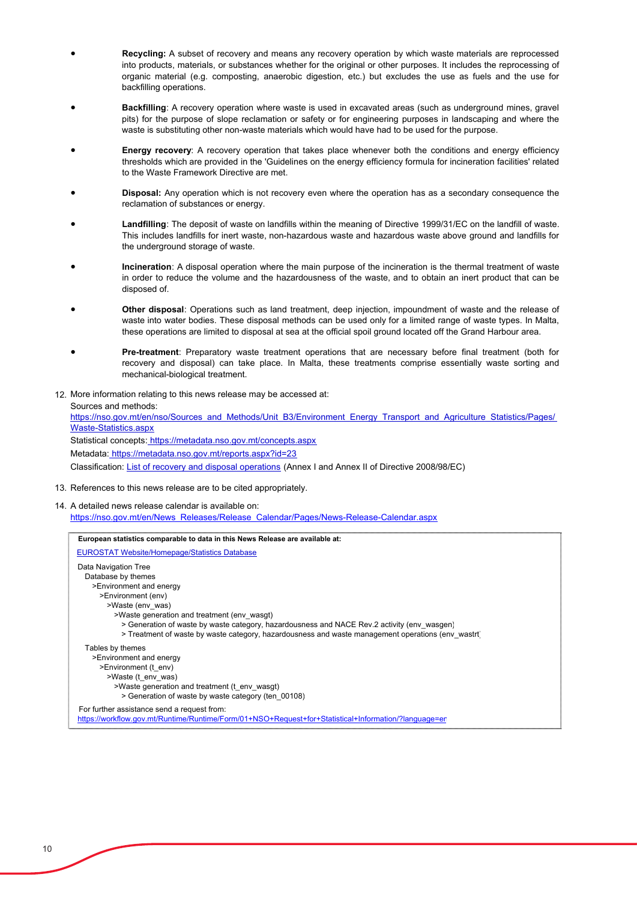- **Recycling:** A subset of recovery and means any recovery operation by which waste materials are reprocessed into products, materials, or substances whether for the original or other purposes. It includes the reprocessing of organic material (e.g. composting, anaerobic digestion, etc.) but excludes the use as fuels and the use for backfilling operations.

- **Backfilling**: A recovery operation where waste is used in excavated areas (such as underground mines, gravel pits) for the purpose of slope reclamation or safety or for engineering purposes in landscaping and where the waste is substituting other non-waste materials which would have had to be used for the purpose.

- **Energy recovery**: A recovery operation that takes place whenever both the conditions and energy efficiency thresholds which are provided in the 'Guidelines on the energy efficiency formula for incineration facilities' related to the Waste Framework Directive are met.

- **Disposal:** Any operation which is not recovery even where the operation has as a secondary consequence the reclamation of substances or energy.

- **Landfilling**: The deposit of waste on landfills within the meaning of Directive 1999/31/EC on the landfill of waste. This includes landfills for inert waste, non-hazardous waste and hazardous waste above ground and landfills for the underground storage of waste.

- **Incineration**: A disposal operation where the main purpose of the incineration is the thermal treatment of waste in order to reduce the volume and the hazardousness of the waste, and to obtain an inert product that can be disposed of.

- **Other disposal**: Operations such as land treatment, deep injection, impoundment of waste and the release of waste into water bodies. These disposal methods can be used only for a limited range of waste types. In Malta, these operations are limited to disposal at sea at the official spoil ground located off the Grand Harbour area.

- **Pre-treatment**: Preparatory waste treatment operations that are necessary before final treatment (both for recovery and disposal) can take place. In Malta, these treatments comprise essentially waste sorting and mechanical-biological treatment.

12. More information relating to this news release may be accessed at:
    Sources and methods:
    https://nso.gov.mt/en/nso/Sources_and_Methods/Unit_B3/Environment_Energy_Transport_and_Agriculture_Statistics/Pages/Waste-Statistics.aspx
    Statistical concepts: https://metadata.nso.gov.mt/concepts.aspx
    Metadata: https://metadata.nso.gov.mt/reports.aspx?id=23
    Classification: List of recovery and disposal operations (Annex I and Annex II of Directive 2008/98/EC)

13. References to this news release are to be cited appropriately.

14. A detailed news release calendar is available on:
    https://nso.gov.mt/en/News_Releases/Release_Calendar/Pages/News-Release-Calendar.aspx

**European statistics comparable to data in this News Release are available at:**

EUROSTAT Website/Homepage/Statistics Database

Data Navigation Tree
- Database by themes
  - >Environment and energy
    - >Environment (env)
      - >Waste (env_was)
        - >Waste generation and treatment (env_wasgt)
          - > Generation of waste by waste category, hazardousness and NACE Rev.2 activity (env_wasgen)
          - > Treatment of waste by waste category, hazardousness and waste management operations (env_wastrt)
- Tables by themes
  - >Environment and energy
    - >Environment (t_env)
      - >Waste (t_env_was)
        - >Waste generation and treatment (t_env_wasgt)
          - > Generation of waste by waste category (ten_00108)

For further assistance send a request from:
https://workflow.gov.mt/Runtime/Runtime/Form/01+NSO+Request+for+Statistical+Information/?language=en